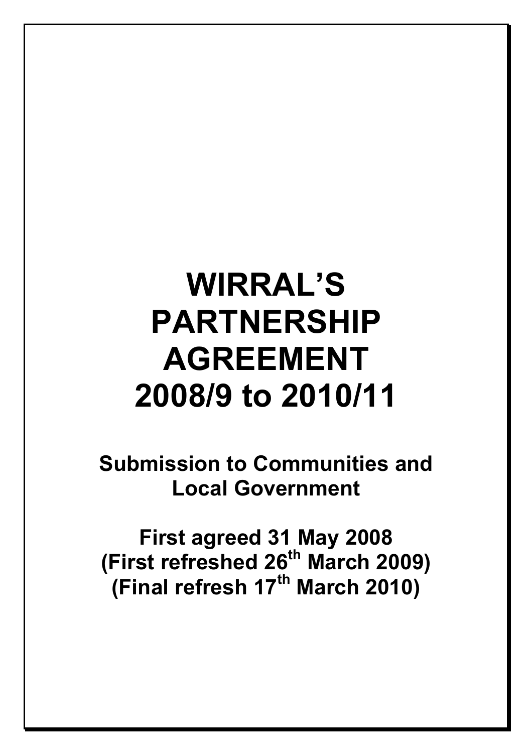# WIRRAL'S PARTNERSHIP AGREEMENT 2008/9 to 2010/11

## Submission to Communities and Local Government

## First agreed 31 May 2008
## (First refreshed 26th March 2009)
## (Final refresh 17th March 2010)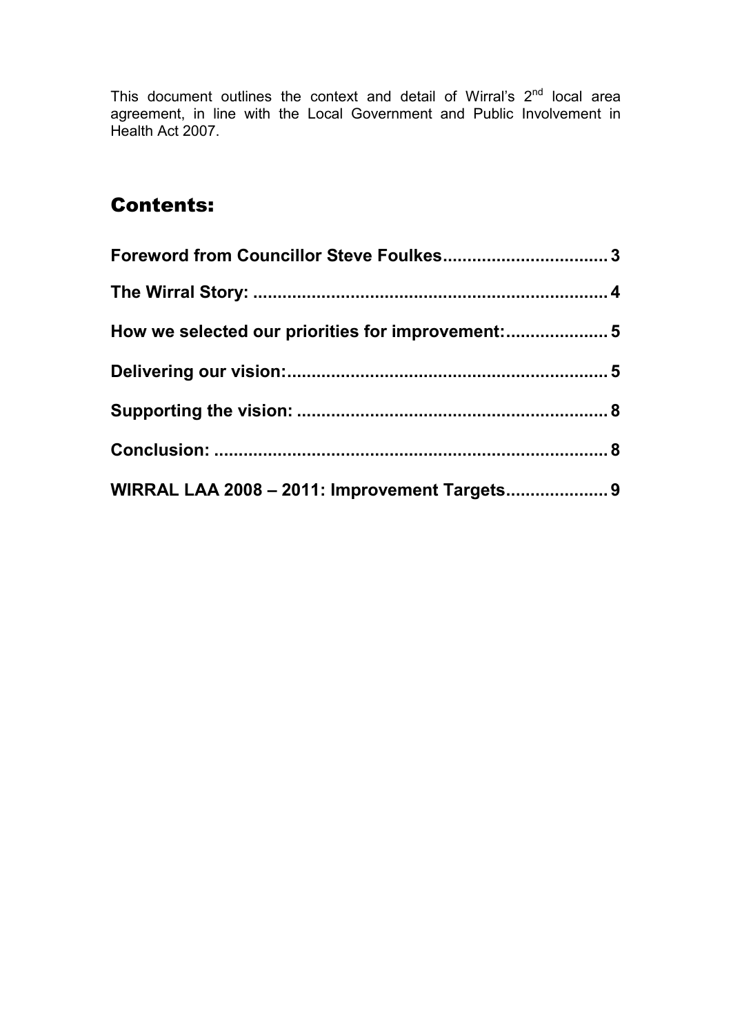This document outlines the context and detail of Wirral's 2nd local area agreement, in line with the Local Government and Public Involvement in Health Act 2007.

# Contents:

**Foreword from Councillor Steve Foulkes.................................3**

**The Wirral Story: .......................................................................4**

**How we selected our priorities for improvement:....................5**

**Delivering our vision:.................................................................5**

**Supporting the vision: ...............................................................8**

**Conclusion: ................................................................................8**

**WIRRAL LAA 2008 – 2011: Improvement Targets....................9**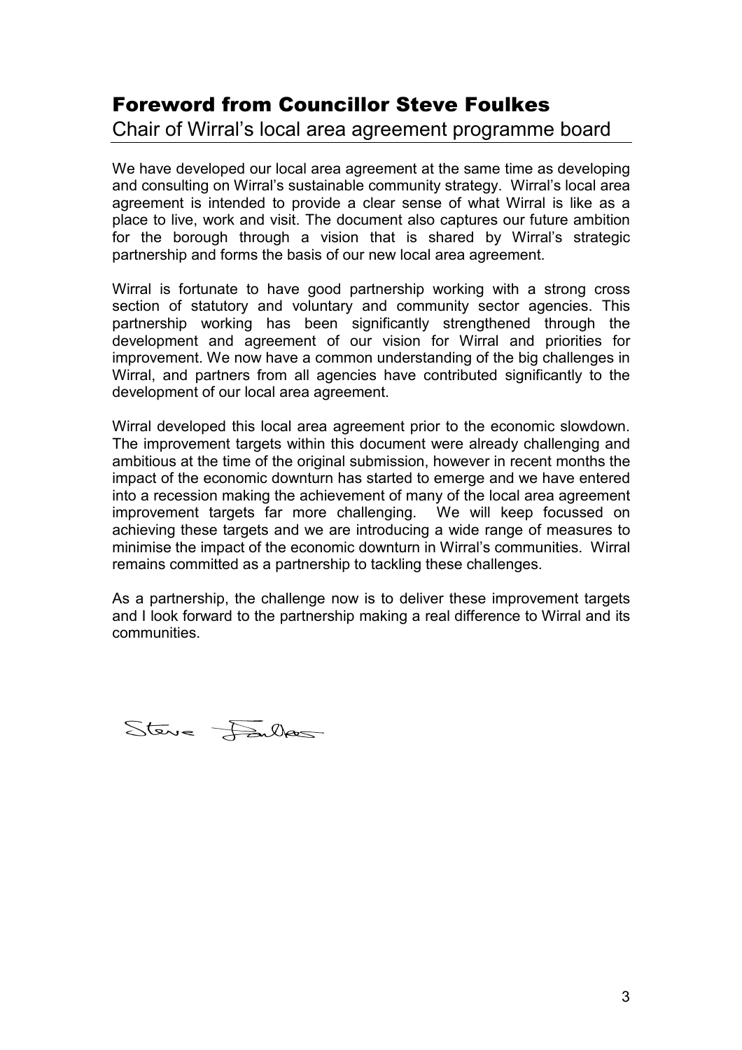# Foreword from Councillor Steve Foulkes

Chair of Wirral's local area agreement programme board

We have developed our local area agreement at the same time as developing and consulting on Wirral's sustainable community strategy. Wirral's local area agreement is intended to provide a clear sense of what Wirral is like as a place to live, work and visit. The document also captures our future ambition for the borough through a vision that is shared by Wirral's strategic partnership and forms the basis of our new local area agreement.

Wirral is fortunate to have good partnership working with a strong cross section of statutory and voluntary and community sector agencies. This partnership working has been significantly strengthened through the development and agreement of our vision for Wirral and priorities for improvement. We now have a common understanding of the big challenges in Wirral, and partners from all agencies have contributed significantly to the development of our local area agreement.

Wirral developed this local area agreement prior to the economic slowdown. The improvement targets within this document were already challenging and ambitious at the time of the original submission, however in recent months the impact of the economic downturn has started to emerge and we have entered into a recession making the achievement of many of the local area agreement improvement targets far more challenging. We will keep focussed on achieving these targets and we are introducing a wide range of measures to minimise the impact of the economic downturn in Wirral's communities. Wirral remains committed as a partnership to tackling these challenges.

As a partnership, the challenge now is to deliver these improvement targets and I look forward to the partnership making a real difference to Wirral and its communities.

Steve Foulkes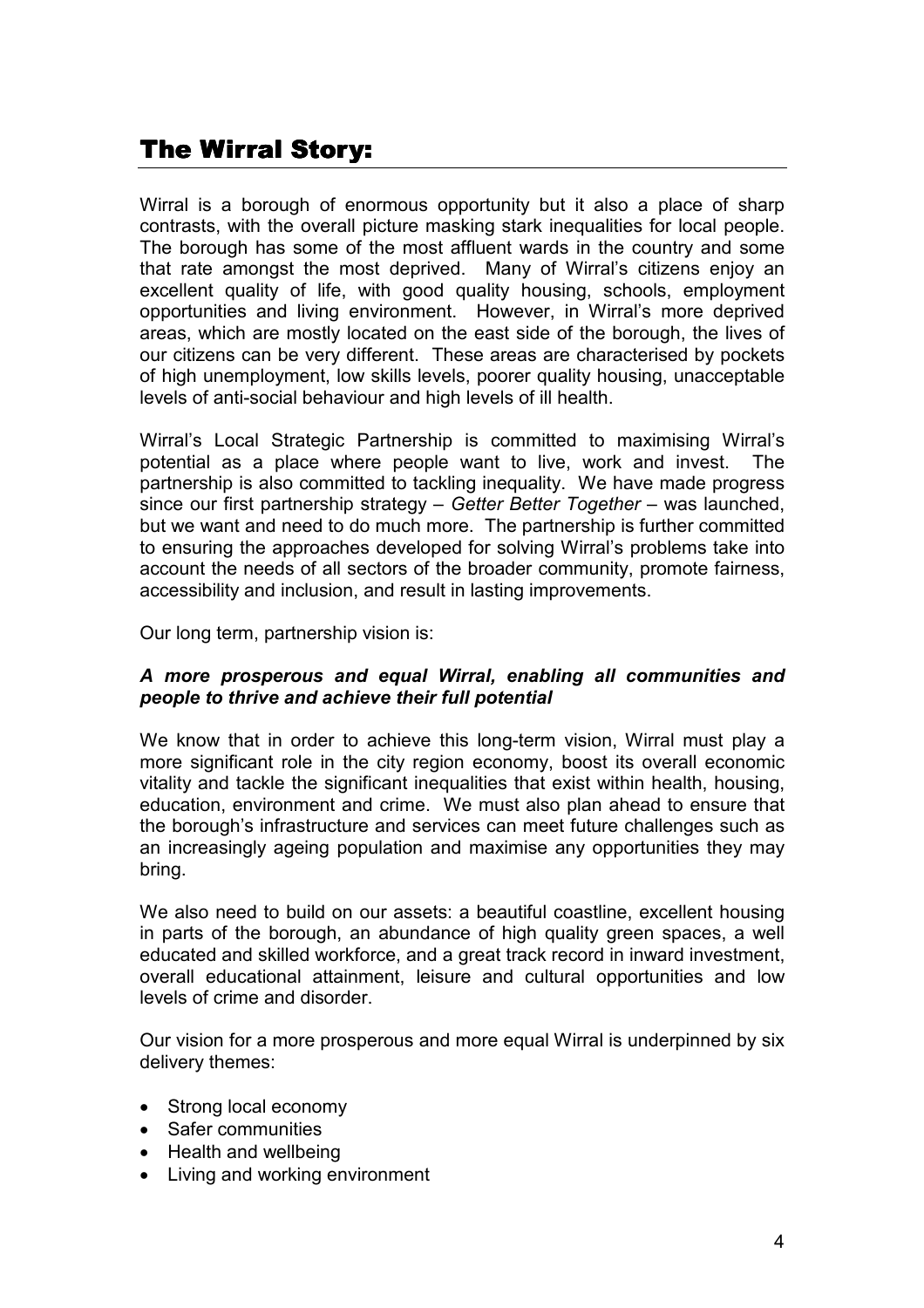## The Wirral Story:

Wirral is a borough of enormous opportunity but it also a place of sharp contrasts, with the overall picture masking stark inequalities for local people. The borough has some of the most affluent wards in the country and some that rate amongst the most deprived. Many of Wirral's citizens enjoy an excellent quality of life, with good quality housing, schools, employment opportunities and living environment. However, in Wirral's more deprived areas, which are mostly located on the east side of the borough, the lives of our citizens can be very different. These areas are characterised by pockets of high unemployment, low skills levels, poorer quality housing, unacceptable levels of anti-social behaviour and high levels of ill health.

Wirral's Local Strategic Partnership is committed to maximising Wirral's potential as a place where people want to live, work and invest. The partnership is also committed to tackling inequality. We have made progress since our first partnership strategy – *Getter Better Together* – was launched, but we want and need to do much more. The partnership is further committed to ensuring the approaches developed for solving Wirral's problems take into account the needs of all sectors of the broader community, promote fairness, accessibility and inclusion, and result in lasting improvements.

Our long term, partnership vision is:

***A more prosperous and equal Wirral, enabling all communities and people to thrive and achieve their full potential***

We know that in order to achieve this long-term vision, Wirral must play a more significant role in the city region economy, boost its overall economic vitality and tackle the significant inequalities that exist within health, housing, education, environment and crime. We must also plan ahead to ensure that the borough's infrastructure and services can meet future challenges such as an increasingly ageing population and maximise any opportunities they may bring.

We also need to build on our assets: a beautiful coastline, excellent housing in parts of the borough, an abundance of high quality green spaces, a well educated and skilled workforce, and a great track record in inward investment, overall educational attainment, leisure and cultural opportunities and low levels of crime and disorder.

Our vision for a more prosperous and more equal Wirral is underpinned by six delivery themes:

- Strong local economy
- Safer communities
- Health and wellbeing
- Living and working environment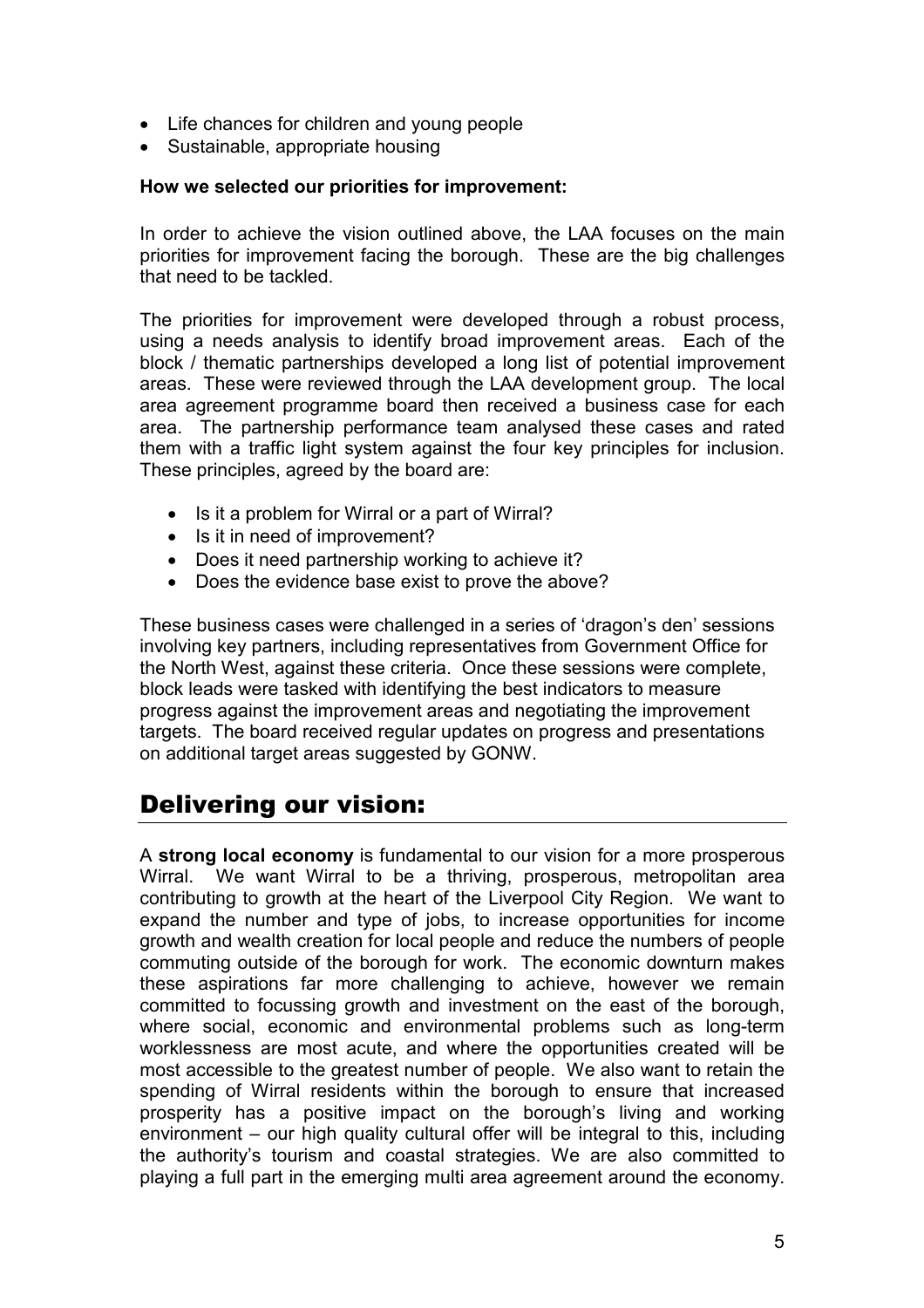- Life chances for children and young people
- Sustainable, appropriate housing

**How we selected our priorities for improvement:**

In order to achieve the vision outlined above, the LAA focuses on the main priorities for improvement facing the borough. These are the big challenges that need to be tackled.

The priorities for improvement were developed through a robust process, using a needs analysis to identify broad improvement areas. Each of the block / thematic partnerships developed a long list of potential improvement areas. These were reviewed through the LAA development group. The local area agreement programme board then received a business case for each area. The partnership performance team analysed these cases and rated them with a traffic light system against the four key principles for inclusion. These principles, agreed by the board are:

- Is it a problem for Wirral or a part of Wirral?
- Is it in need of improvement?
- Does it need partnership working to achieve it?
- Does the evidence base exist to prove the above?

These business cases were challenged in a series of 'dragon's den' sessions involving key partners, including representatives from Government Office for the North West, against these criteria. Once these sessions were complete, block leads were tasked with identifying the best indicators to measure progress against the improvement areas and negotiating the improvement targets. The board received regular updates on progress and presentations on additional target areas suggested by GONW.

## Delivering our vision:

A **strong local economy** is fundamental to our vision for a more prosperous Wirral. We want Wirral to be a thriving, prosperous, metropolitan area contributing to growth at the heart of the Liverpool City Region. We want to expand the number and type of jobs, to increase opportunities for income growth and wealth creation for local people and reduce the numbers of people commuting outside of the borough for work. The economic downturn makes these aspirations far more challenging to achieve, however we remain committed to focussing growth and investment on the east of the borough, where social, economic and environmental problems such as long-term worklessness are most acute, and where the opportunities created will be most accessible to the greatest number of people. We also want to retain the spending of Wirral residents within the borough to ensure that increased prosperity has a positive impact on the borough's living and working environment – our high quality cultural offer will be integral to this, including the authority's tourism and coastal strategies. We are also committed to playing a full part in the emerging multi area agreement around the economy.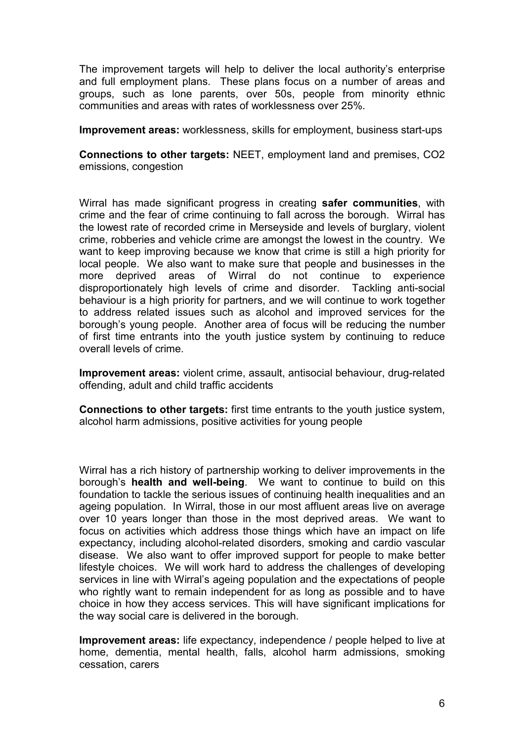The improvement targets will help to deliver the local authority's enterprise and full employment plans. These plans focus on a number of areas and groups, such as lone parents, over 50s, people from minority ethnic communities and areas with rates of worklessness over 25%.

**Improvement areas:** worklessness, skills for employment, business start-ups

**Connections to other targets:** NEET, employment land and premises, CO2 emissions, congestion

Wirral has made significant progress in creating **safer communities**, with crime and the fear of crime continuing to fall across the borough. Wirral has the lowest rate of recorded crime in Merseyside and levels of burglary, violent crime, robberies and vehicle crime are amongst the lowest in the country. We want to keep improving because we know that crime is still a high priority for local people. We also want to make sure that people and businesses in the more deprived areas of Wirral do not continue to experience disproportionately high levels of crime and disorder. Tackling anti-social behaviour is a high priority for partners, and we will continue to work together to address related issues such as alcohol and improved services for the borough's young people. Another area of focus will be reducing the number of first time entrants into the youth justice system by continuing to reduce overall levels of crime.

**Improvement areas:** violent crime, assault, antisocial behaviour, drug-related offending, adult and child traffic accidents

**Connections to other targets:** first time entrants to the youth justice system, alcohol harm admissions, positive activities for young people

Wirral has a rich history of partnership working to deliver improvements in the borough's **health and well-being**. We want to continue to build on this foundation to tackle the serious issues of continuing health inequalities and an ageing population. In Wirral, those in our most affluent areas live on average over 10 years longer than those in the most deprived areas. We want to focus on activities which address those things which have an impact on life expectancy, including alcohol-related disorders, smoking and cardio vascular disease. We also want to offer improved support for people to make better lifestyle choices. We will work hard to address the challenges of developing services in line with Wirral's ageing population and the expectations of people who rightly want to remain independent for as long as possible and to have choice in how they access services. This will have significant implications for the way social care is delivered in the borough.

**Improvement areas:** life expectancy, independence / people helped to live at home, dementia, mental health, falls, alcohol harm admissions, smoking cessation, carers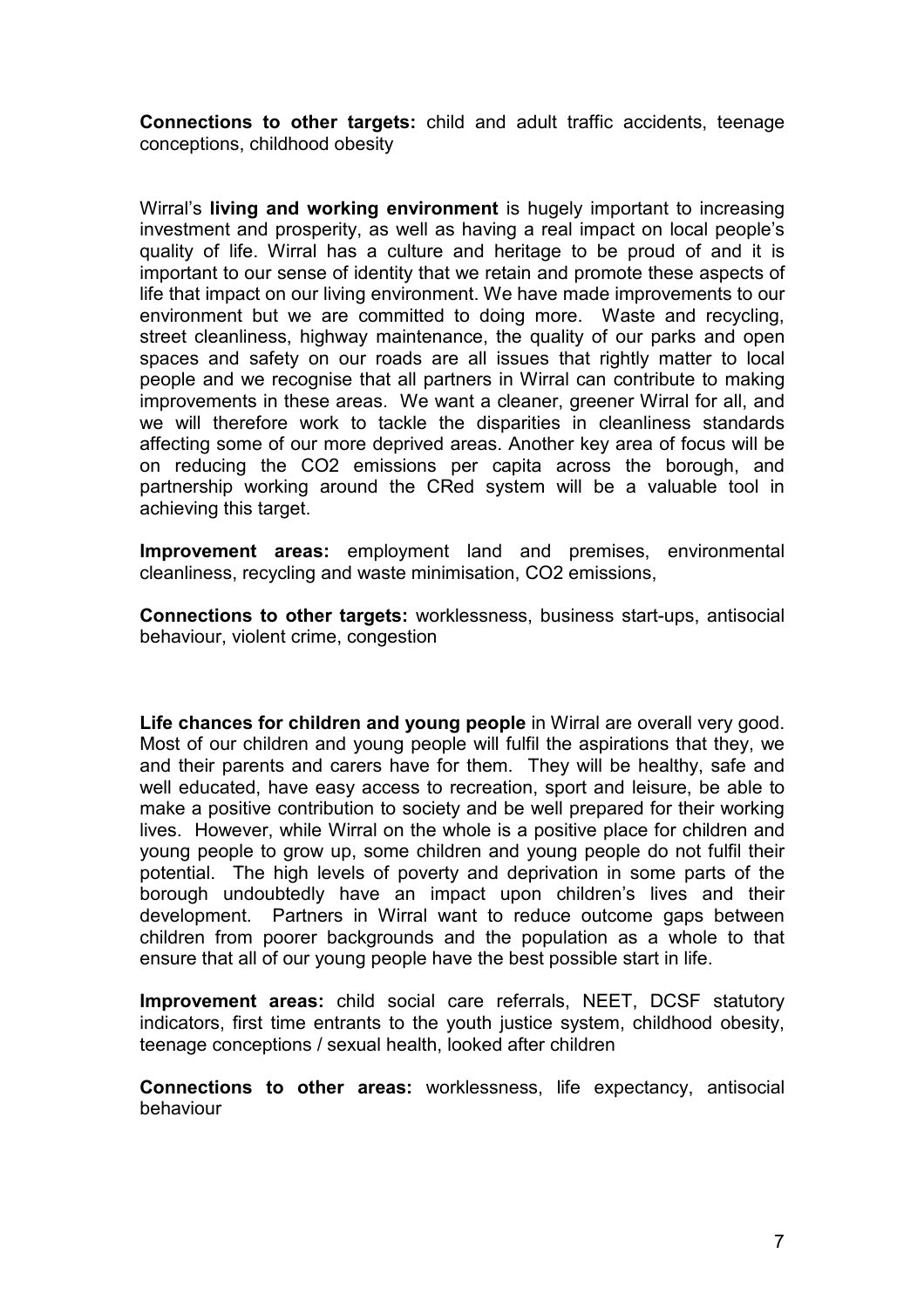**Connections to other targets:** child and adult traffic accidents, teenage conceptions, childhood obesity

Wirral's **living and working environment** is hugely important to increasing investment and prosperity, as well as having a real impact on local people's quality of life. Wirral has a culture and heritage to be proud of and it is important to our sense of identity that we retain and promote these aspects of life that impact on our living environment. We have made improvements to our environment but we are committed to doing more. Waste and recycling, street cleanliness, highway maintenance, the quality of our parks and open spaces and safety on our roads are all issues that rightly matter to local people and we recognise that all partners in Wirral can contribute to making improvements in these areas. We want a cleaner, greener Wirral for all, and we will therefore work to tackle the disparities in cleanliness standards affecting some of our more deprived areas. Another key area of focus will be on reducing the $CO_2$ emissions per capita across the borough, and partnership working around the CRed system will be a valuable tool in achieving this target.

**Improvement areas:** employment land and premises, environmental cleanliness, recycling and waste minimisation, $CO_2$ emissions,

**Connections to other targets:** worklessness, business start-ups, antisocial behaviour, violent crime, congestion

**Life chances for children and young people** in Wirral are overall very good. Most of our children and young people will fulfil the aspirations that they, we and their parents and carers have for them. They will be healthy, safe and well educated, have easy access to recreation, sport and leisure, be able to make a positive contribution to society and be well prepared for their working lives. However, while Wirral on the whole is a positive place for children and young people to grow up, some children and young people do not fulfil their potential. The high levels of poverty and deprivation in some parts of the borough undoubtedly have an impact upon children's lives and their development. Partners in Wirral want to reduce outcome gaps between children from poorer backgrounds and the population as a whole to that ensure that all of our young people have the best possible start in life.

**Improvement areas:** child social care referrals, NEET, DCSF statutory indicators, first time entrants to the youth justice system, childhood obesity, teenage conceptions / sexual health, looked after children

**Connections to other areas:** worklessness, life expectancy, antisocial behaviour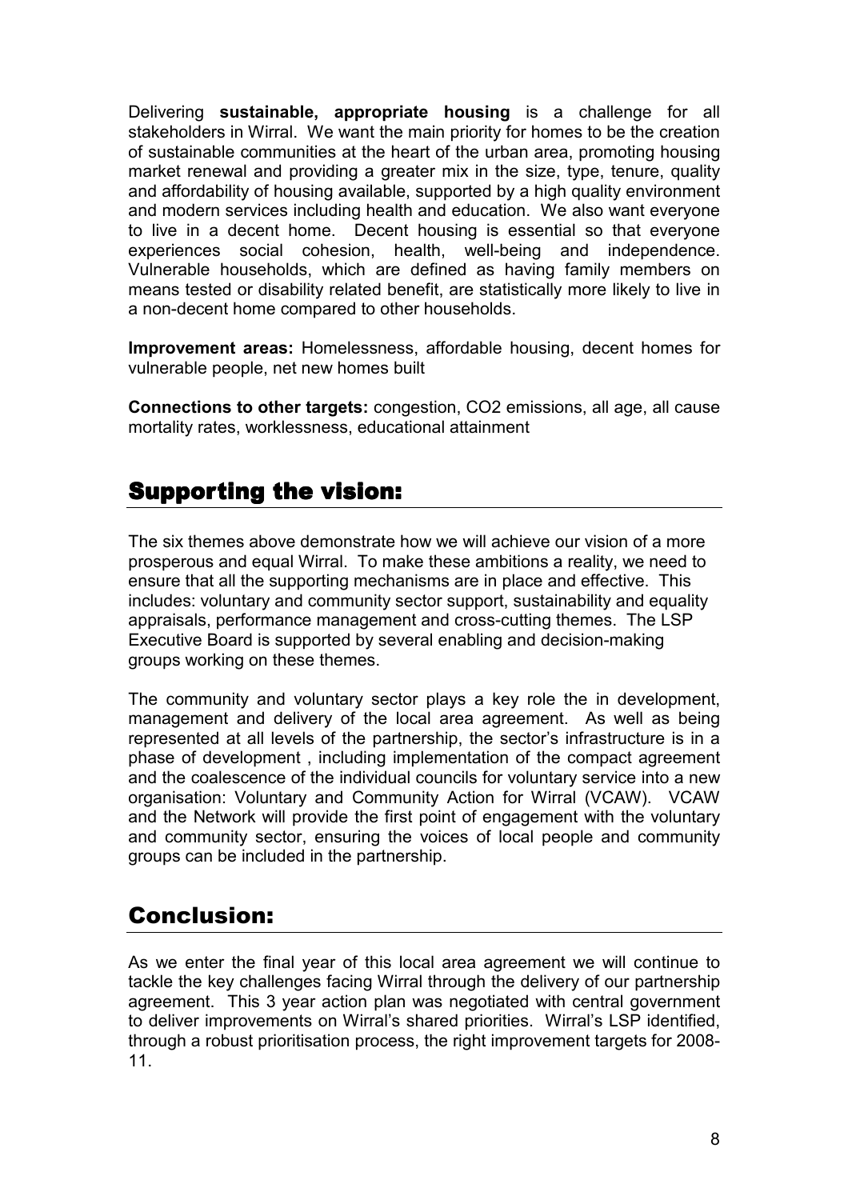Delivering **sustainable, appropriate housing** is a challenge for all stakeholders in Wirral. We want the main priority for homes to be the creation of sustainable communities at the heart of the urban area, promoting housing market renewal and providing a greater mix in the size, type, tenure, quality and affordability of housing available, supported by a high quality environment and modern services including health and education. We also want everyone to live in a decent home. Decent housing is essential so that everyone experiences social cohesion, health, well-being and independence. Vulnerable households, which are defined as having family members on means tested or disability related benefit, are statistically more likely to live in a non-decent home compared to other households.

**Improvement areas:** Homelessness, affordable housing, decent homes for vulnerable people, net new homes built

**Connections to other targets:** congestion, CO2 emissions, all age, all cause mortality rates, worklessness, educational attainment

## Supporting the vision:

The six themes above demonstrate how we will achieve our vision of a more prosperous and equal Wirral. To make these ambitions a reality, we need to ensure that all the supporting mechanisms are in place and effective. This includes: voluntary and community sector support, sustainability and equality appraisals, performance management and cross-cutting themes. The LSP Executive Board is supported by several enabling and decision-making groups working on these themes.

The community and voluntary sector plays a key role the in development, management and delivery of the local area agreement. As well as being represented at all levels of the partnership, the sector's infrastructure is in a phase of development , including implementation of the compact agreement and the coalescence of the individual councils for voluntary service into a new organisation: Voluntary and Community Action for Wirral (VCAW). VCAW and the Network will provide the first point of engagement with the voluntary and community sector, ensuring the voices of local people and community groups can be included in the partnership.

## Conclusion:

As we enter the final year of this local area agreement we will continue to tackle the key challenges facing Wirral through the delivery of our partnership agreement. This 3 year action plan was negotiated with central government to deliver improvements on Wirral's shared priorities. Wirral's LSP identified, through a robust prioritisation process, the right improvement targets for 2008-11.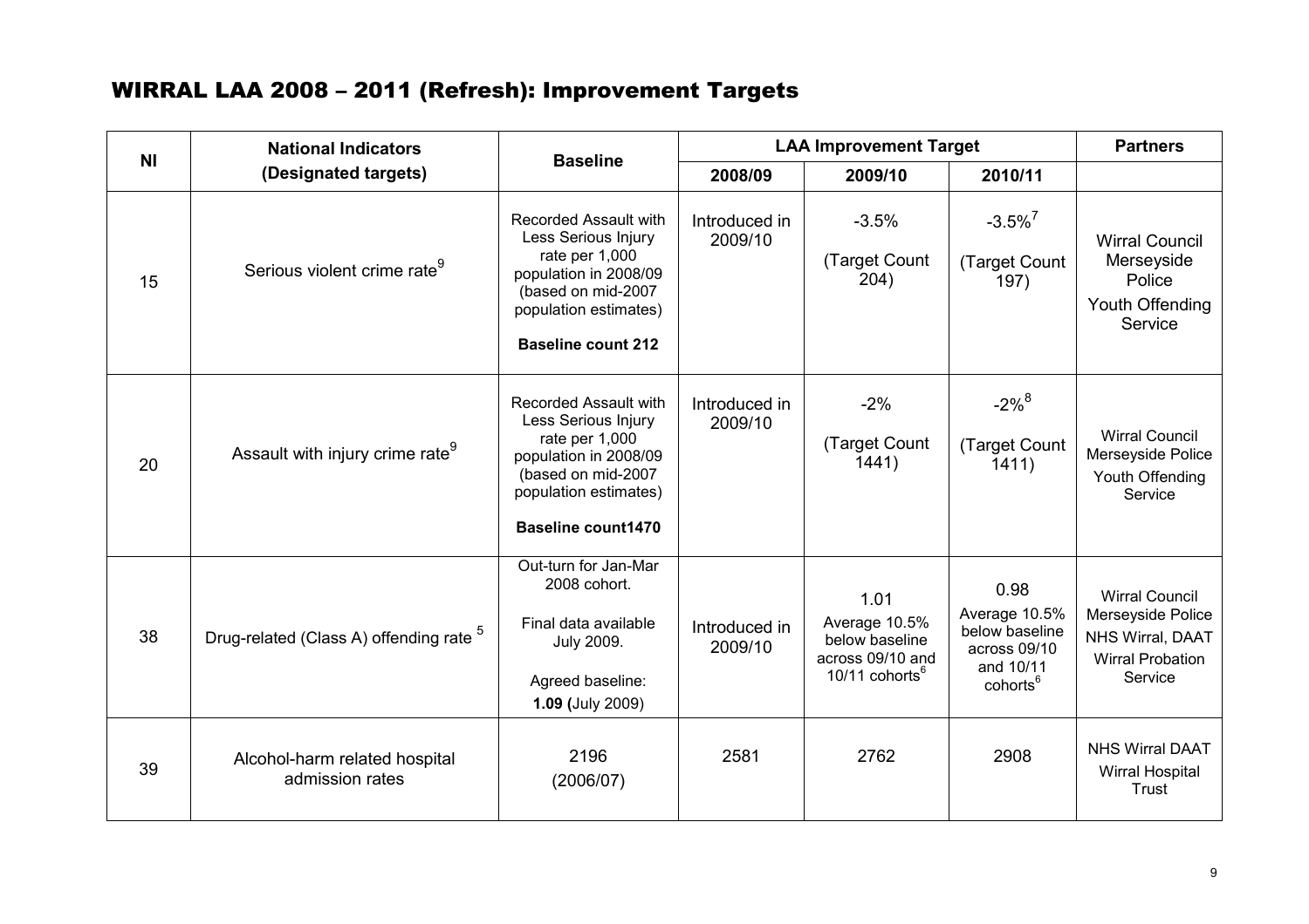# WIRRAL LAA 2008 – 2011 (Refresh): Improvement Targets

| NI | National Indicators (Designated targets) | Baseline | LAA Improvement Target | | | Partners |
|---|---|---|---|---|---|---|
| | | | 2008/09 | 2009/10 | 2010/11 | |
| 15 | Serious violent crime rate[9] | Recorded Assault with Less Serious Injury rate per 1,000 population in 2008/09 (based on mid-2007 population estimates) **Baseline count 212** | Introduced in 2009/10 | -3.5% (Target Count 204) | -3.5%[7] (Target Count 197) | Wirral Council Merseyside Police Youth Offending Service |
| 20 | Assault with injury crime rate[9] | Recorded Assault with Less Serious Injury rate per 1,000 population in 2008/09 (based on mid-2007 population estimates) **Baseline count1470** | Introduced in 2009/10 | -2% (Target Count 1441) | -2%[8] (Target Count 1411) | Wirral Council Merseyside Police Youth Offending Service |
| 38 | Drug-related (Class A) offending rate [5] | Out-turn for Jan-Mar 2008 cohort. Final data available July 2009. Agreed baseline: **1.09 (**July 2009) | Introduced in 2009/10 | 1.01 Average 10.5% below baseline across 09/10 and 10/11 cohorts[6] | 0.98 Average 10.5% below baseline across 09/10 and 10/11 cohorts[6] | Wirral Council Merseyside Police NHS Wirral, DAAT Wirral Probation Service |
| 39 | Alcohol-harm related hospital admission rates | 2196 (2006/07) | 2581 | 2762 | 2908 | NHS Wirral DAAT Wirral Hospital Trust |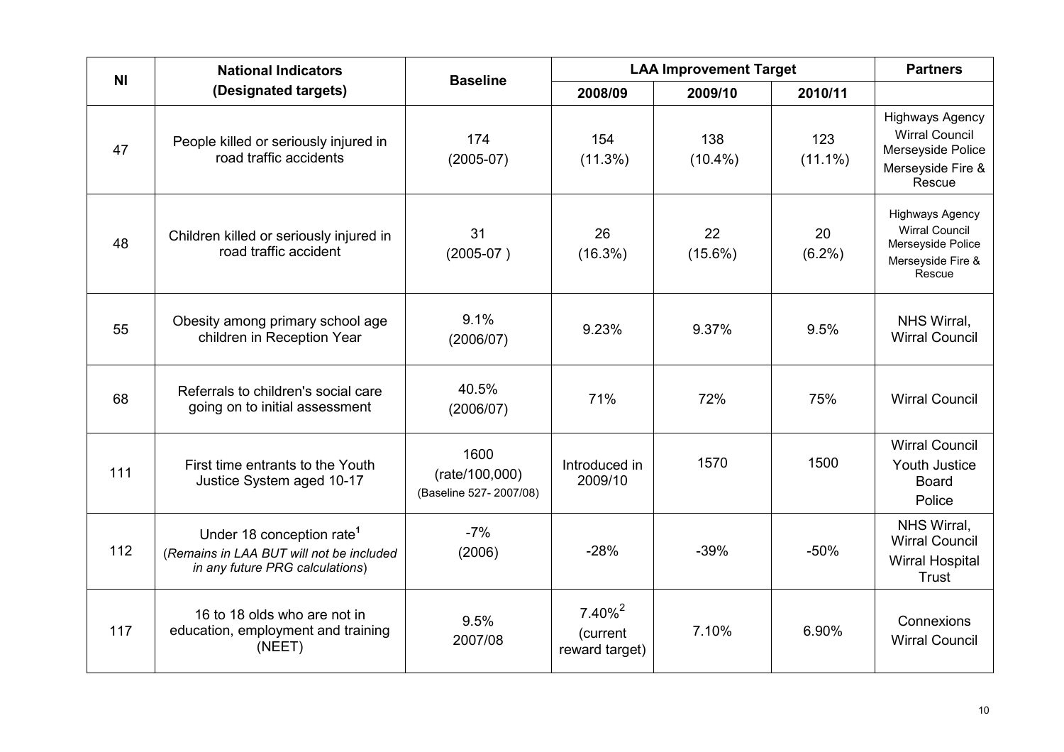| NI | National Indicators (Designated targets) | Baseline | LAA Improvement Target | | | Partners |
|---|---|---|---|---|---|---|
| | | | 2008/09 | 2009/10 | 2010/11 | |
| 47 | People killed or seriously injured in road traffic accidents | 174 (2005-07) | 154 (11.3%) | 138 (10.4%) | 123 (11.1%) | Highways Agency Wirral Council Merseyside Police Merseyside Fire & Rescue |
| 48 | Children killed or seriously injured in road traffic accident | 31 (2005-07 ) | 26 (16.3%) | 22 (15.6%) | 20 (6.2%) | Highways Agency Wirral Council Merseyside Police Merseyside Fire & Rescue |
| 55 | Obesity among primary school age children in Reception Year | 9.1% (2006/07) | 9.23% | 9.37% | 9.5% | NHS Wirral, Wirral Council |
| 68 | Referrals to children's social care going on to initial assessment | 40.5% (2006/07) | 71% | 72% | 75% | Wirral Council |
| 111 | First time entrants to the Youth Justice System aged 10-17 | 1600 (rate/100,000) (Baseline 527- 2007/08) | Introduced in 2009/10 | 1570 | 1500 | Wirral Council Youth Justice Board Police |
| 112 | Under 18 conception rate[1] (*Remains in LAA BUT will not be included in any future PRG calculations*) | -7% (2006) | -28% | -39% | -50% | NHS Wirral, Wirral Council Wirral Hospital Trust |
| 117 | 16 to 18 olds who are not in education, employment and training (NEET) | 9.5% 2007/08 | 7.40%[2] (current reward target) | 7.10% | 6.90% | Connexions Wirral Council |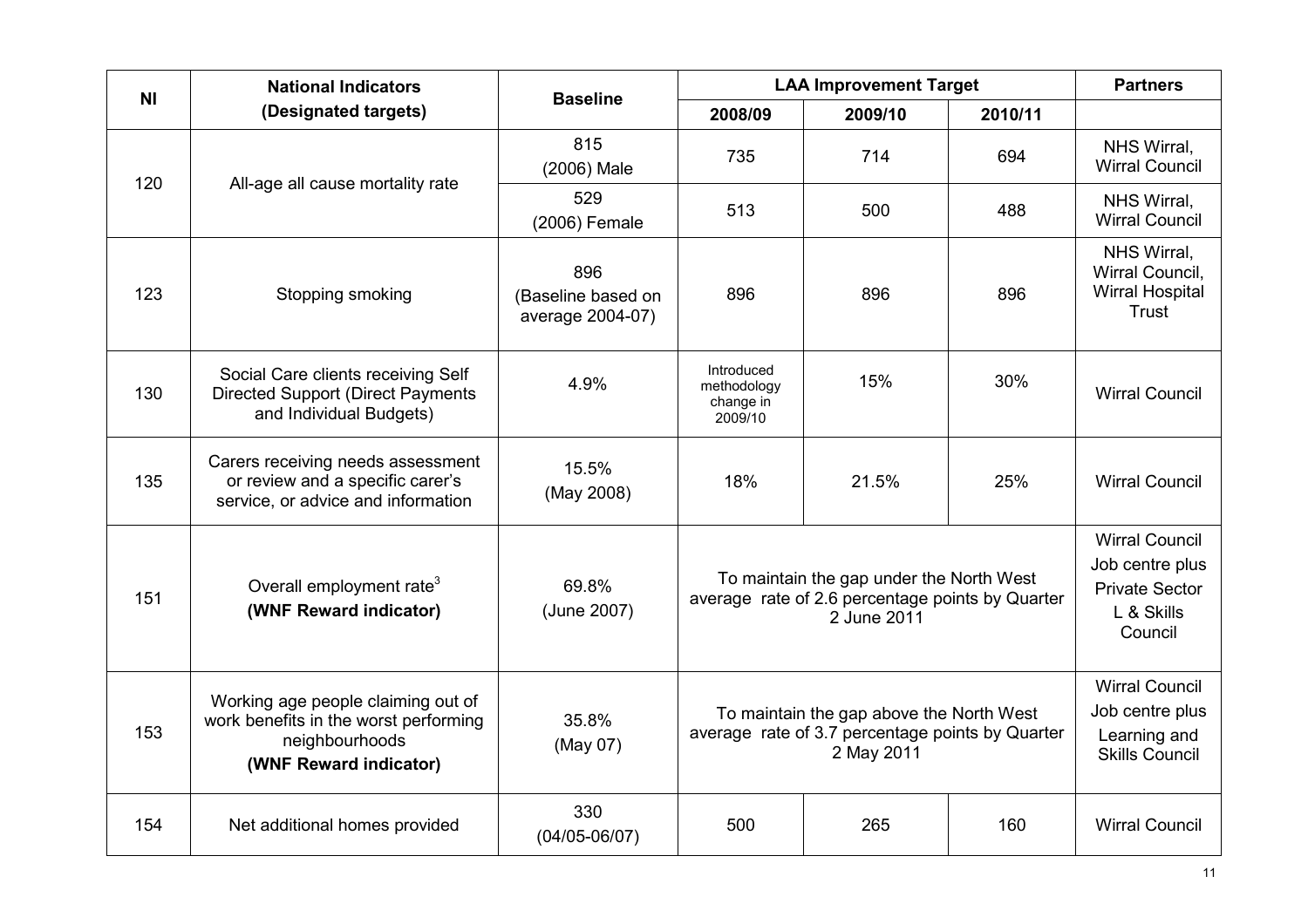| NI | National Indicators (Designated targets) | Baseline | LAA Improvement Target | | | Partners |
|---|---|---|---|---|---|---|
| | | | 2008/09 | 2009/10 | 2010/11 | |
| 120 | All-age all cause mortality rate | 815 (2006) Male | 735 | 714 | 694 | NHS Wirral, Wirral Council |
| | | 529 (2006) Female | 513 | 500 | 488 | NHS Wirral, Wirral Council |
| 123 | Stopping smoking | 896 (Baseline based on average 2004-07) | 896 | 896 | 896 | NHS Wirral, Wirral Council, Wirral Hospital Trust |
| 130 | Social Care clients receiving Self Directed Support (Direct Payments and Individual Budgets) | 4.9% | Introduced methodology change in 2009/10 | 15% | 30% | Wirral Council |
| 135 | Carers receiving needs assessment or review and a specific carer's service, or advice and information | 15.5% (May 2008) | 18% | 21.5% | 25% | Wirral Council |
| 151 | Overall employment rate[3] **(WNF Reward indicator)** | 69.8% (June 2007) | To maintain the gap under the North West average rate of 2.6 percentage points by Quarter 2 June 2011 | | | Wirral Council Job centre plus Private Sector L & Skills Council |
| 153 | Working age people claiming out of work benefits in the worst performing neighbourhoods **(WNF Reward indicator)** | 35.8% (May 07) | To maintain the gap above the North West average rate of 3.7 percentage points by Quarter 2 May 2011 | | | Wirral Council Job centre plus Learning and Skills Council |
| 154 | Net additional homes provided | 330 (04/05-06/07) | 500 | 265 | 160 | Wirral Council |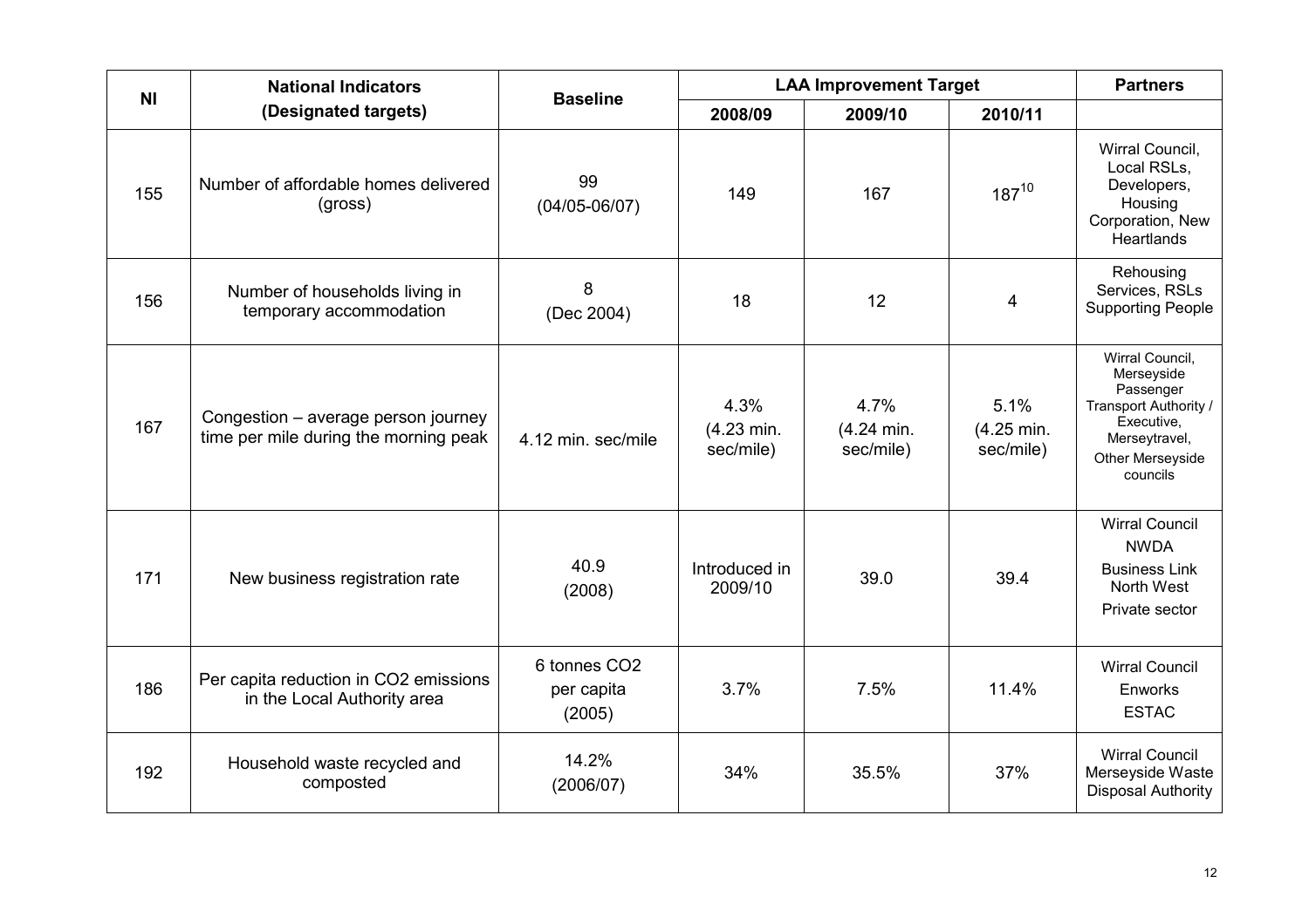| NI | National Indicators (Designated targets) | Baseline | LAA Improvement Target | | | Partners |
|---|---|---|---|---|---|---|
| | | | 2008/09 | 2009/10 | 2010/11 | |
| 155 | Number of affordable homes delivered (gross) | 99 (04/05-06/07) | 149 | 167 | 187[10] | Wirral Council, Local RSLs, Developers, Housing Corporation, New Heartlands |
| 156 | Number of households living in temporary accommodation | 8 (Dec 2004) | 18 | 12 | 4 | Rehousing Services, RSLs Supporting People |
| 167 | Congestion – average person journey time per mile during the morning peak | 4.12 min. sec/mile | 4.3% (4.23 min. sec/mile) | 4.7% (4.24 min. sec/mile) | 5.1% (4.25 min. sec/mile) | Wirral Council, Merseyside Passenger Transport Authority / Executive, Merseytravel, Other Merseyside councils |
| 171 | New business registration rate | 40.9 (2008) | Introduced in 2009/10 | 39.0 | 39.4 | Wirral Council NWDA Business Link North West Private sector |
| 186 | Per capita reduction in $CO_2$ emissions in the Local Authority area | 6 tonnes $CO_2$ per capita (2005) | 3.7% | 7.5% | 11.4% | Wirral Council Enworks ESTAC |
| 192 | Household waste recycled and composted | 14.2% (2006/07) | 34% | 35.5% | 37% | Wirral Council Merseyside Waste Disposal Authority |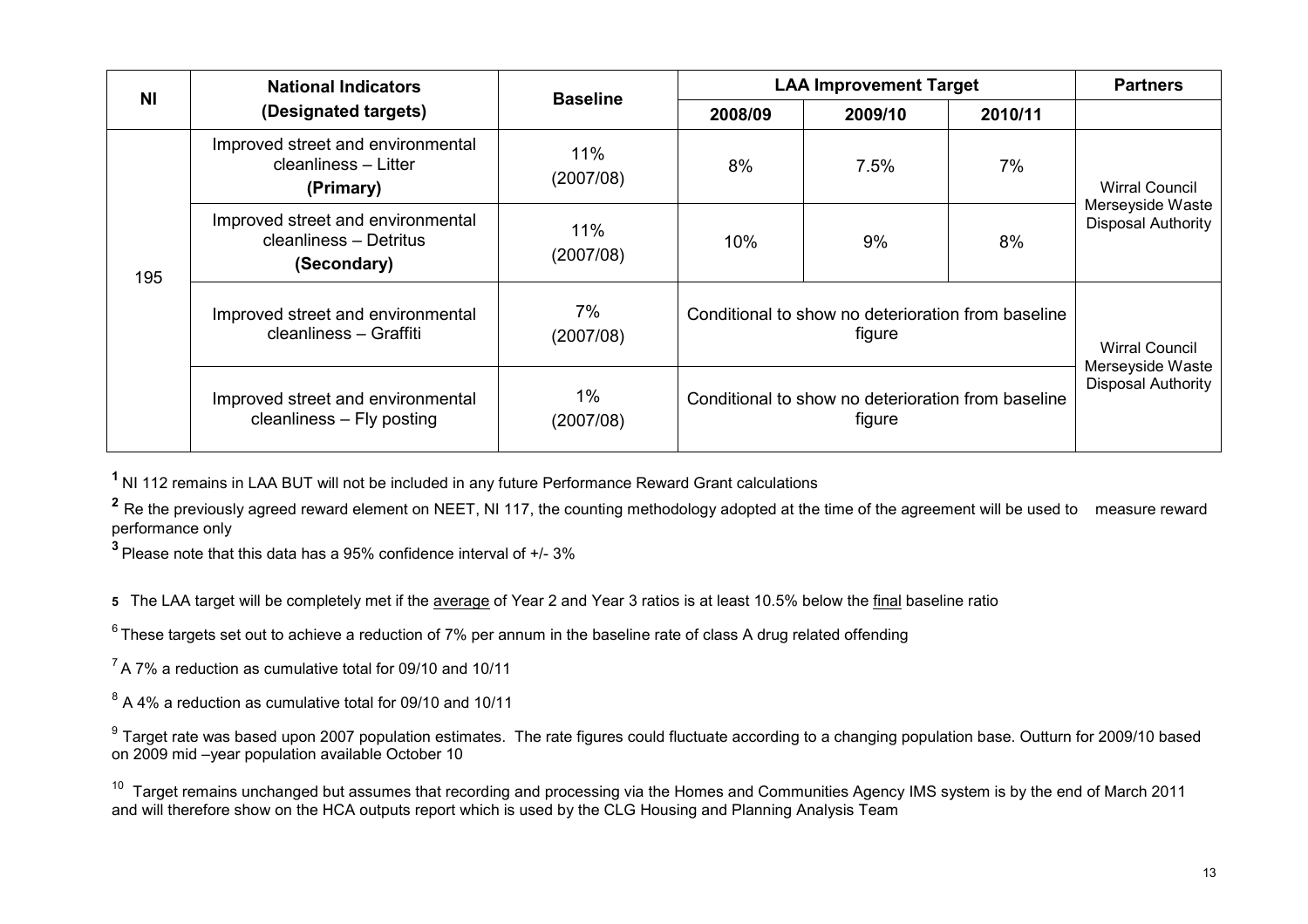| NI | National Indicators (Designated targets) | Baseline | LAA Improvement Target | | | Partners |
|---|---|---|---|---|---|---|
| | | | 2008/09 | 2009/10 | 2010/11 | |
| 195 | Improved street and environmental cleanliness – Litter **(Primary)** | 11% (2007/08) | 8% | 7.5% | 7% | Wirral Council Merseyside Waste Disposal Authority |
| | Improved street and environmental cleanliness – Detritus **(Secondary)** | 11% (2007/08) | 10% | 9% | 8% | |
| | Improved street and environmental cleanliness – Graffiti | 7% (2007/08) | Conditional to show no deterioration from baseline figure | | | Wirral Council Merseyside Waste Disposal Authority |
| | Improved street and environmental cleanliness – Fly posting | 1% (2007/08) | Conditional to show no deterioration from baseline figure | | | |

[1] NI 112 remains in LAA BUT will not be included in any future Performance Reward Grant calculations

[2] Re the previously agreed reward element on NEET, NI 117, the counting methodology adopted at the time of the agreement will be used to measure reward performance only

[3] Please note that this data has a 95% confidence interval of +/- 3%

[5] The LAA target will be completely met if the average of Year 2 and Year 3 ratios is at least 10.5% below the final baseline ratio

[6] These targets set out to achieve a reduction of 7% per annum in the baseline rate of class A drug related offending

[7] A 7% a reduction as cumulative total for 09/10 and 10/11

[8] A 4% a reduction as cumulative total for 09/10 and 10/11

[9] Target rate was based upon 2007 population estimates. The rate figures could fluctuate according to a changing population base. Outturn for 2009/10 based on 2009 mid –year population available October 10

[10] Target remains unchanged but assumes that recording and processing via the Homes and Communities Agency IMS system is by the end of March 2011 and will therefore show on the HCA outputs report which is used by the CLG Housing and Planning Analysis Team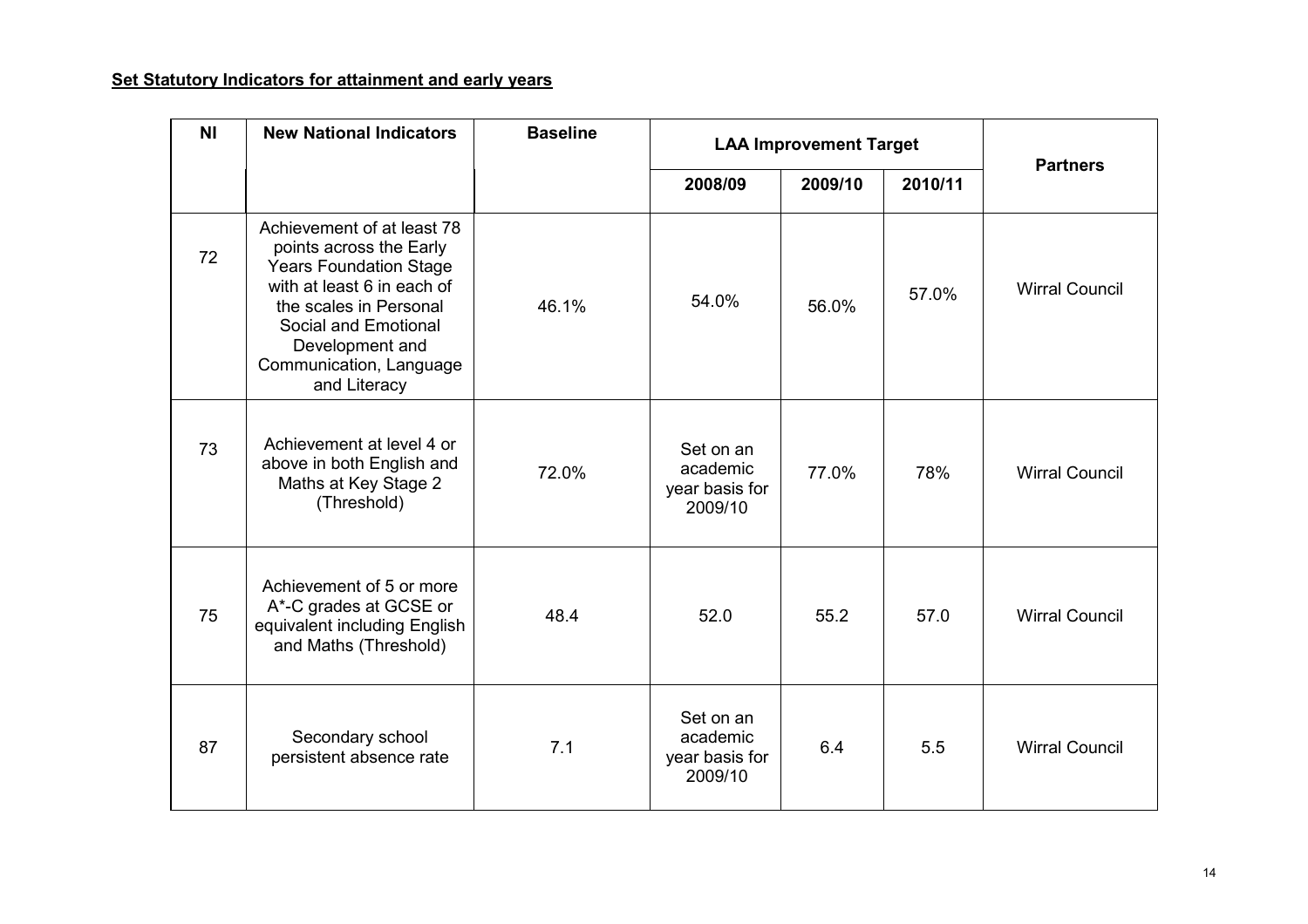**Set Statutory Indicators for attainment and early years**

| NI | New National Indicators | Baseline | LAA Improvement Target | | | Partners |
|---|---|---|---|---|---|---|
| | | | 2008/09 | 2009/10 | 2010/11 | |
| 72 | Achievement of at least 78 points across the Early Years Foundation Stage with at least 6 in each of the scales in Personal Social and Emotional Development and Communication, Language and Literacy | 46.1% | 54.0% | 56.0% | 57.0% | Wirral Council |
| 73 | Achievement at level 4 or above in both English and Maths at Key Stage 2 (Threshold) | 72.0% | Set on an academic year basis for 2009/10 | 77.0% | 78% | Wirral Council |
| 75 | Achievement of 5 or more A*-C grades at GCSE or equivalent including English and Maths (Threshold) | 48.4 | 52.0 | 55.2 | 57.0 | Wirral Council |
| 87 | Secondary school persistent absence rate | 7.1 | Set on an academic year basis for 2009/10 | 6.4 | 5.5 | Wirral Council |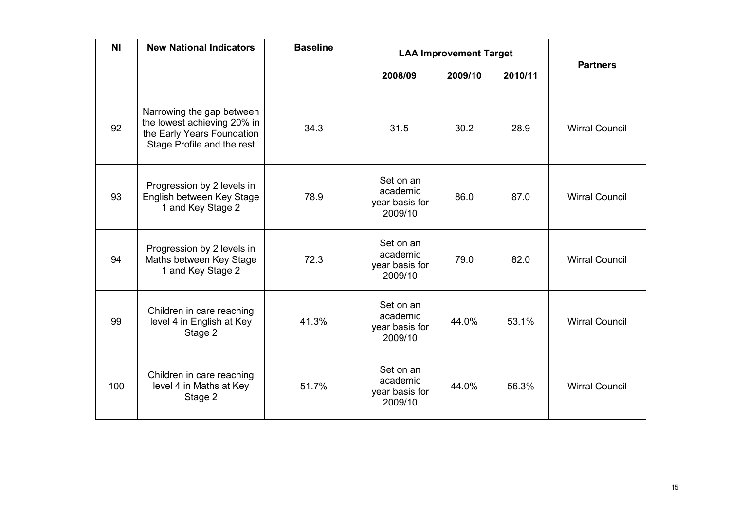| NI | New National Indicators | Baseline | LAA Improvement Target | | | Partners |
|---|---|---|---|---|---|---|
| | | | 2008/09 | 2009/10 | 2010/11 | |
| 92 | Narrowing the gap between the lowest achieving 20% in the Early Years Foundation Stage Profile and the rest | 34.3 | 31.5 | 30.2 | 28.9 | Wirral Council |
| 93 | Progression by 2 levels in English between Key Stage 1 and Key Stage 2 | 78.9 | Set on an academic year basis for 2009/10 | 86.0 | 87.0 | Wirral Council |
| 94 | Progression by 2 levels in Maths between Key Stage 1 and Key Stage 2 | 72.3 | Set on an academic year basis for 2009/10 | 79.0 | 82.0 | Wirral Council |
| 99 | Children in care reaching level 4 in English at Key Stage 2 | 41.3% | Set on an academic year basis for 2009/10 | 44.0% | 53.1% | Wirral Council |
| 100 | Children in care reaching level 4 in Maths at Key Stage 2 | 51.7% | Set on an academic year basis for 2009/10 | 44.0% | 56.3% | Wirral Council |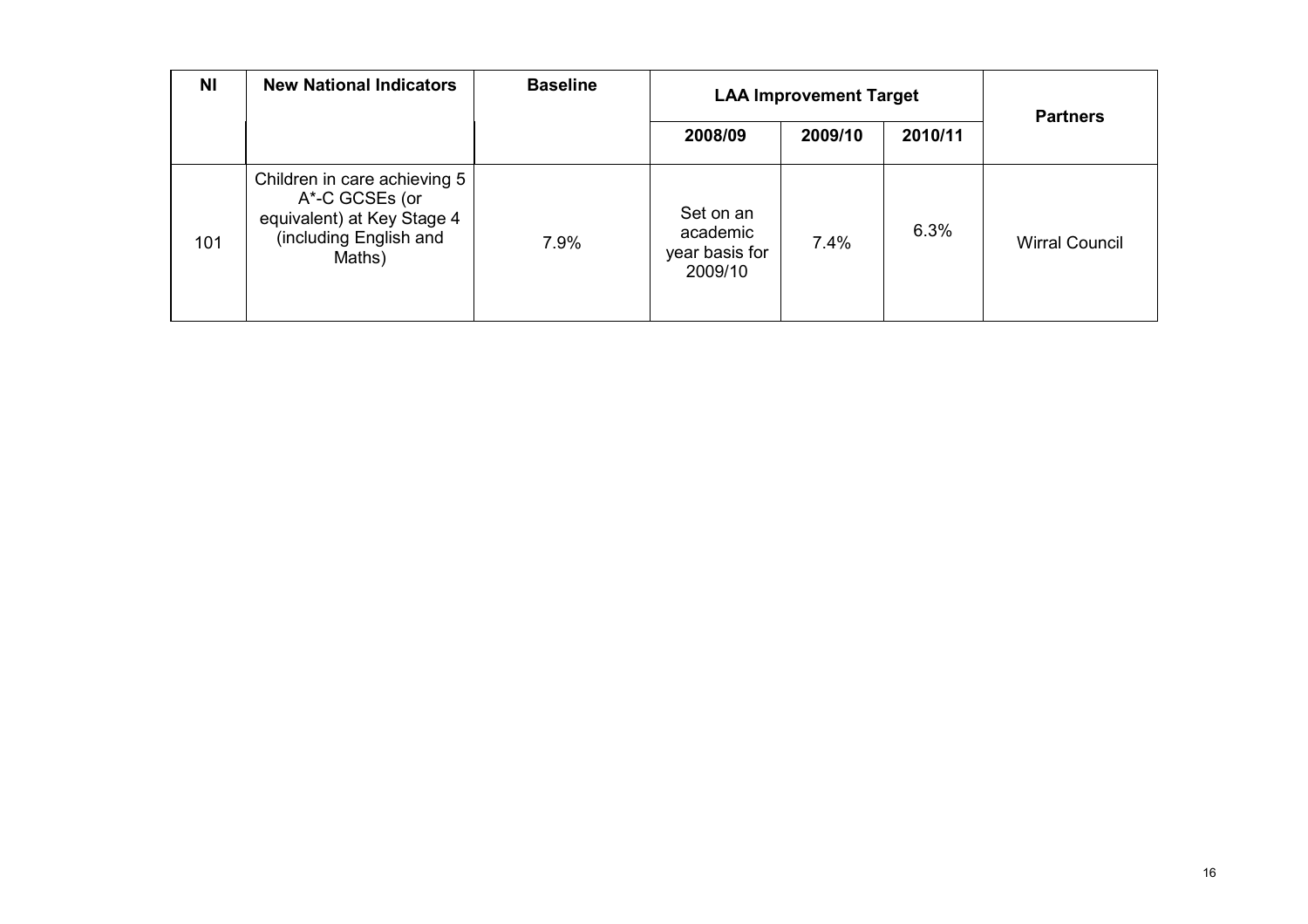| NI | New National Indicators | Baseline | LAA Improvement Target | | | Partners |
|---|---|---|---|---|---|---|
| | | | 2008/09 | 2009/10 | 2010/11 | |
| 101 | Children in care achieving 5 A*-C GCSEs (or equivalent) at Key Stage 4 (including English and Maths) | 7.9% | Set on an academic year basis for 2009/10 | 7.4% | 6.3% | Wirral Council |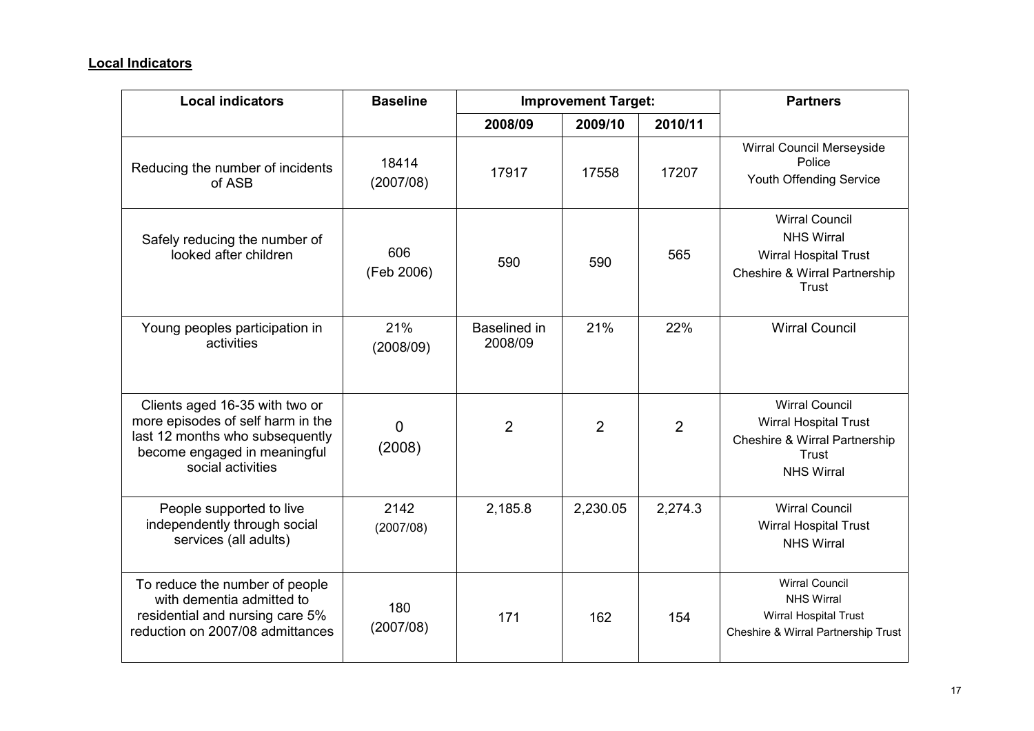**Local Indicators**

| Local indicators | Baseline | Improvement Target: | | | Partners |
|---|---|---|---|---|---|
| | | 2008/09 | 2009/10 | 2010/11 | |
| Reducing the number of incidents of ASB | 18414 (2007/08) | 17917 | 17558 | 17207 | Wirral Council Merseyside Police Youth Offending Service |
| Safely reducing the number of looked after children | 606 (Feb 2006) | 590 | 590 | 565 | Wirral Council NHS Wirral Wirral Hospital Trust Cheshire & Wirral Partnership Trust |
| Young peoples participation in activities | 21% (2008/09) | Baselined in 2008/09 | 21% | 22% | Wirral Council |
| Clients aged 16-35 with two or more episodes of self harm in the last 12 months who subsequently become engaged in meaningful social activities | 0 (2008) | 2 | 2 | 2 | Wirral Council Wirral Hospital Trust Cheshire & Wirral Partnership Trust NHS Wirral |
| People supported to live independently through social services (all adults) | 2142 (2007/08) | 2,185.8 | 2,230.05 | 2,274.3 | Wirral Council Wirral Hospital Trust NHS Wirral |
| To reduce the number of people with dementia admitted to residential and nursing care 5% reduction on 2007/08 admittances | 180 (2007/08) | 171 | 162 | 154 | Wirral Council NHS Wirral Wirral Hospital Trust Cheshire & Wirral Partnership Trust |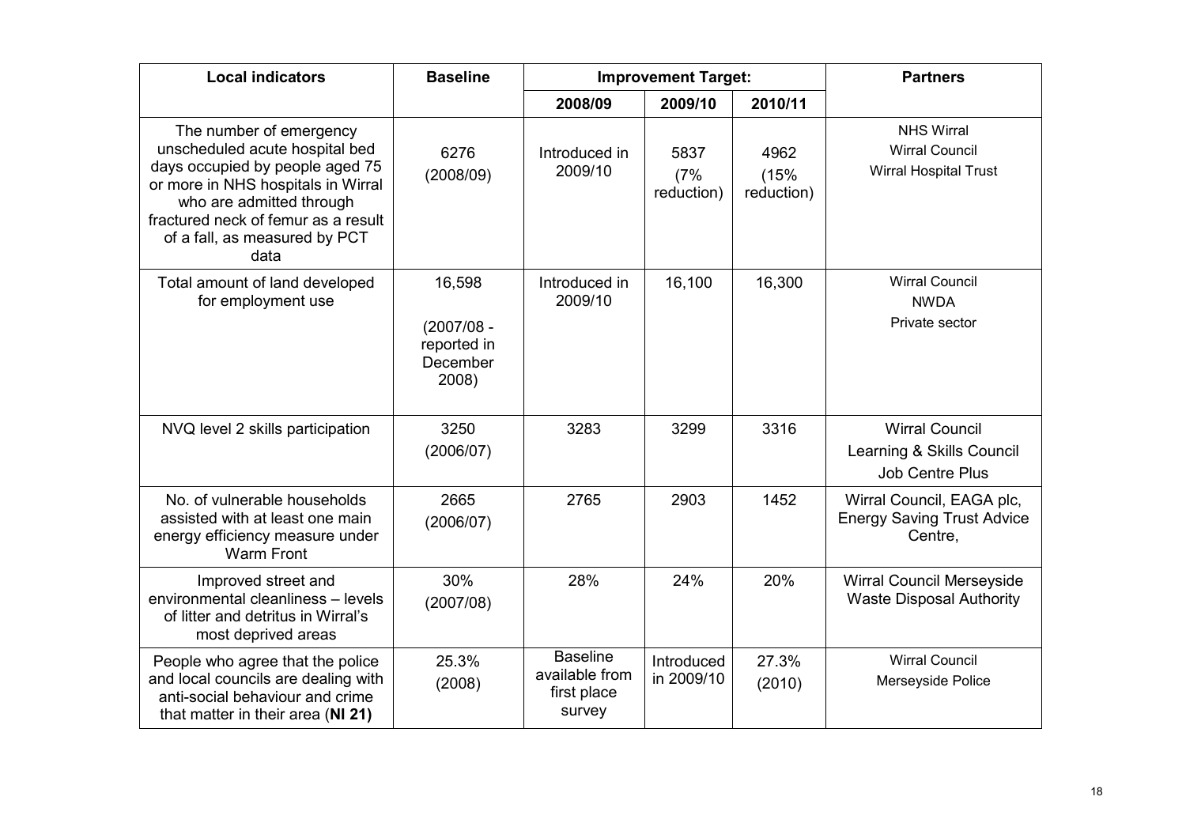| Local indicators | Baseline | Improvement Target: | | | Partners |
|---|---|---|---|---|---|
| | | 2008/09 | 2009/10 | 2010/11 | |
| The number of emergency unscheduled acute hospital bed days occupied by people aged 75 or more in NHS hospitals in Wirral who are admitted through fractured neck of femur as a result of a fall, as measured by PCT data | 6276 (2008/09) | Introduced in 2009/10 | 5837 (7% reduction) | 4962 (15% reduction) | NHS Wirral<br>Wirral Council<br>Wirral Hospital Trust |
| Total amount of land developed for employment use | 16,598<br>(2007/08 - reported in December 2008) | Introduced in 2009/10 | 16,100 | 16,300 | Wirral Council<br>NWDA<br>Private sector |
| NVQ level 2 skills participation | 3250<br>(2006/07) | 3283 | 3299 | 3316 | Wirral Council<br>Learning & Skills Council<br>Job Centre Plus |
| No. of vulnerable households assisted with at least one main energy efficiency measure under Warm Front | 2665<br>(2006/07) | 2765 | 2903 | 1452 | Wirral Council, EAGA plc, Energy Saving Trust Advice Centre, |
| Improved street and environmental cleanliness – levels of litter and detritus in Wirral's most deprived areas | 30%<br>(2007/08) | 28% | 24% | 20% | Wirral Council Merseyside Waste Disposal Authority |
| People who agree that the police and local councils are dealing with anti-social behaviour and crime that matter in their area (**NI 21)** | 25.3%<br>(2008) | Baseline available from first place survey | Introduced in 2009/10 | 27.3%<br>(2010) | Wirral Council<br>Merseyside Police |